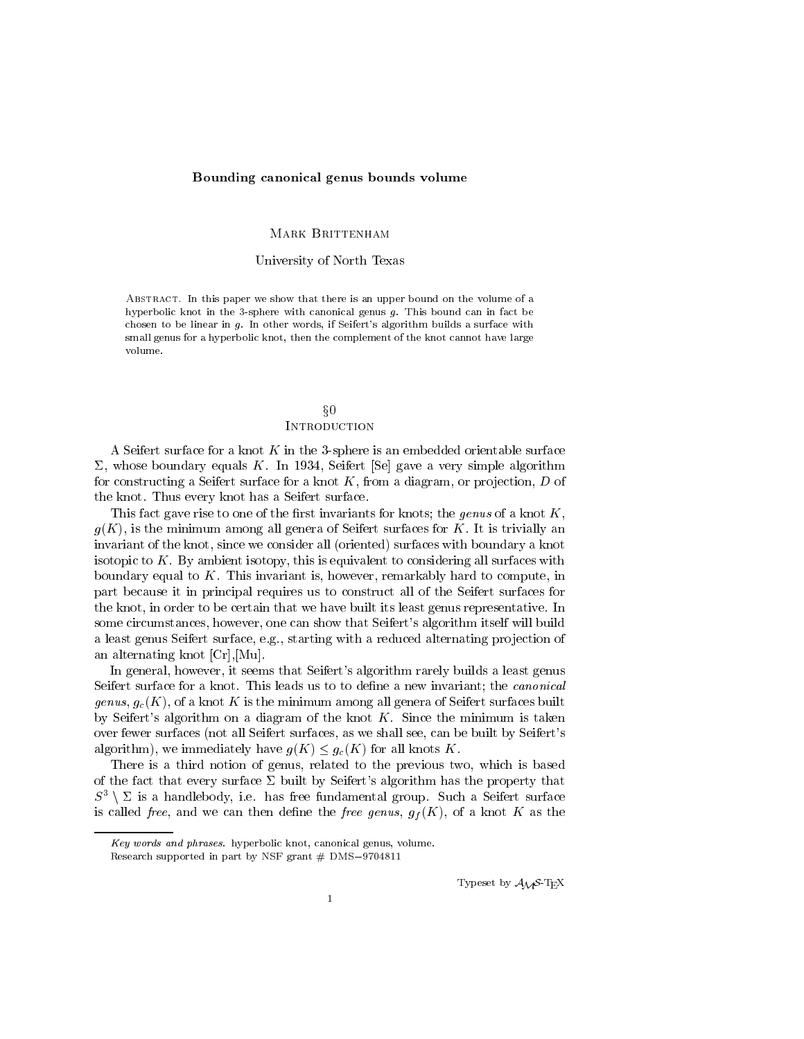# Bounding canonical genus bounds volume

MARK BRITTENHAM

University of North Texas

ABSTRACT. In this paper we show that there is an upper bound on the volume of a hyperbolic knot in the 3-sphere with canonical genus $g$. This bound can in fact be chosen to be linear in $g$. In other words, if Seifert's algorithm builds a surface with small genus for a hyperbolic knot, then the complement of the knot cannot have large volume.

## §0 Introduction

A Seifert surface for a knot $K$ in the 3-sphere is an embedded orientable surface $\Sigma$, whose boundary equals $K$. In 1934, Seifert [Se] gave a very simple algorithm for constructing a Seifert surface for a knot $K$, from a diagram, or projection, $D$ of the knot. Thus every knot has a Seifert surface.

This fact gave rise to one of the first invariants for knots; the *genus* of a knot $K$, $g(K)$, is the minimum among all genera of Seifert surfaces for $K$. It is trivially an invariant of the knot, since we consider all (oriented) surfaces with boundary a knot isotopic to $K$. By ambient isotopy, this is equivalent to considering all surfaces with boundary equal to $K$. This invariant is, however, remarkably hard to compute, in part because it in principal requires us to construct all of the Seifert surfaces for the knot, in order to be certain that we have built its least genus representative. In some circumstances, however, one can show that Seifert's algorithm itself will build a least genus Seifert surface, e.g., starting with a reduced alternating projection of an alternating knot [Cr],[Mu].

In general, however, it seems that Seifert's algorithm rarely builds a least genus Seifert surface for a knot. This leads us to to define a new invariant; the *canonical genus*, $g_c(K)$, of a knot $K$ is the minimum among all genera of Seifert surfaces built by Seifert's algorithm on a diagram of the knot $K$. Since the minimum is taken over fewer surfaces (not all Seifert surfaces, as we shall see, can be built by Seifert's algorithm), we immediately have $g(K) \leq g_c(K)$ for all knots $K$.

There is a third notion of genus, related to the previous two, which is based of the fact that every surface $\Sigma$ built by Seifert's algorithm has the property that $S^3 \setminus \Sigma$ is a handlebody, i.e. has free fundamental group. Such a Seifert surface is called *free*, and we can then define the *free genus*, $g_f(K)$, of a knot $K$ as the

*Key words and phrases.* hyperbolic knot, canonical genus, volume.

Research supported in part by NSF grant # DMS−9704811

Typeset by $\mathcal{A}_{\mathcal{M}}\mathcal{S}$-TEX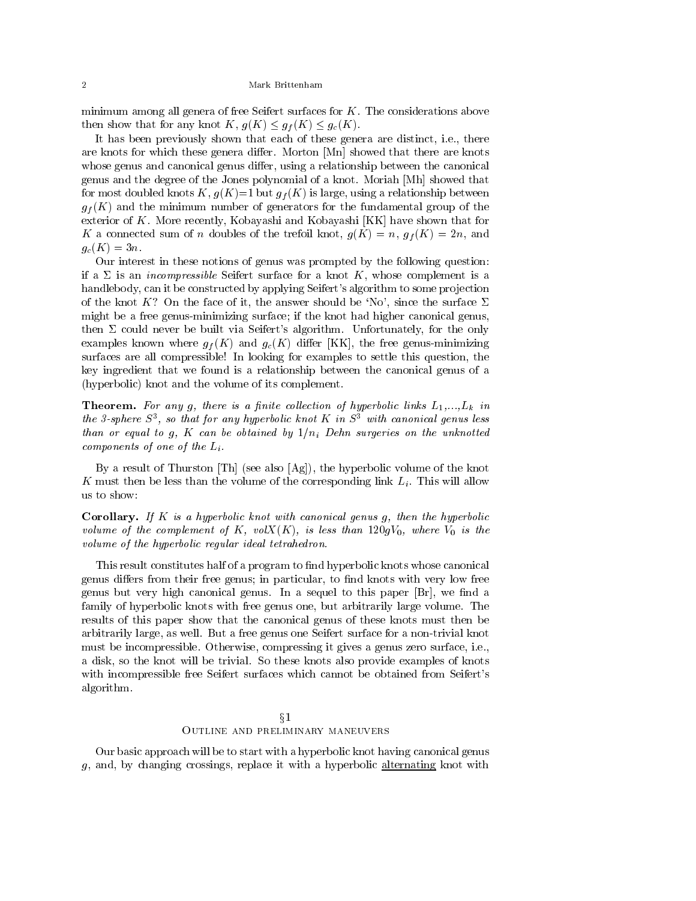minimum among all genera of free Seifert surfaces for $K$. The considerations above then show that for any knot $K$, $g(K) \leq g_f(K) \leq g_c(K)$.

It has been previously shown that each of these genera are distinct, i.e., there are knots for which these genera differ. Morton [Mn] showed that there are knots whose genus and canonical genus differ, using a relationship between the canonical genus and the degree of the Jones polynomial of a knot. Moriah [Mh] showed that for most doubled knots $K$, $g(K)$=1 but $g_f(K)$ is large, using a relationship between $g_f(K)$ and the minimum number of generators for the fundamental group of the exterior of $K$. More recently, Kobayashi and Kobayashi [KK] have shown that for $K$ a connected sum of $n$ doubles of the trefoil knot, $g(K) = n$, $g_f(K) = 2n$, and $g_c(K) = 3n$.

Our interest in these notions of genus was prompted by the following question: if a $\Sigma$ is an *incompressible* Seifert surface for a knot $K$, whose complement is a handlebody, can it be constructed by applying Seifert's algorithm to some projection of the knot $K$? On the face of it, the answer should be 'No', since the surface $\Sigma$ might be a free genus-minimizing surface; if the knot had higher canonical genus, then $\Sigma$ could never be built via Seifert's algorithm. Unfortunately, for the only examples known where $g_f(K)$ and $g_c(K)$ differ [KK], the free genus-minimizing surfaces are all compressible! In looking for examples to settle this question, the key ingredient that we found is a relationship between the canonical genus of a (hyperbolic) knot and the volume of its complement.

**Theorem.** *For any $g$, there is a finite collection of hyperbolic links $L_1$,...,$L_k$ in the 3-sphere $S^3$, so that for any hyperbolic knot $K$ in $S^3$ with canonical genus less than or equal to $g$, $K$ can be obtained by $1/n_i$ Dehn surgeries on the unknotted components of one of the $L_i$.*

By a result of Thurston [Th] (see also [Ag]), the hyperbolic volume of the knot $K$ must then be less than the volume of the corresponding link $L_i$. This will allow us to show:

**Corollary.** *If $K$ is a hyperbolic knot with canonical genus $g$, then the hyperbolic volume of the complement of $K$, vol$X(K)$, is less than $120gV_0$, where $V_0$ is the volume of the hyperbolic regular ideal tetrahedron.*

This result constitutes half of a program to find hyperbolic knots whose canonical genus differs from their free genus; in particular, to find knots with very low free genus but very high canonical genus. In a sequel to this paper [Br], we find a family of hyperbolic knots with free genus one, but arbitrarily large volume. The results of this paper show that the canonical genus of these knots must then be arbitrarily large, as well. But a free genus one Seifert surface for a non-trivial knot must be incompressible. Otherwise, compressing it gives a genus zero surface, i.e., a disk, so the knot will be trivial. So these knots also provide examples of knots with incompressible free Seifert surfaces which cannot be obtained from Seifert's algorithm.

## §1
## Outline and preliminary maneuvers

Our basic approach will be to start with a hyperbolic knot having canonical genus $g$, and, by changing crossings, replace it with a hyperbolic alternating knot with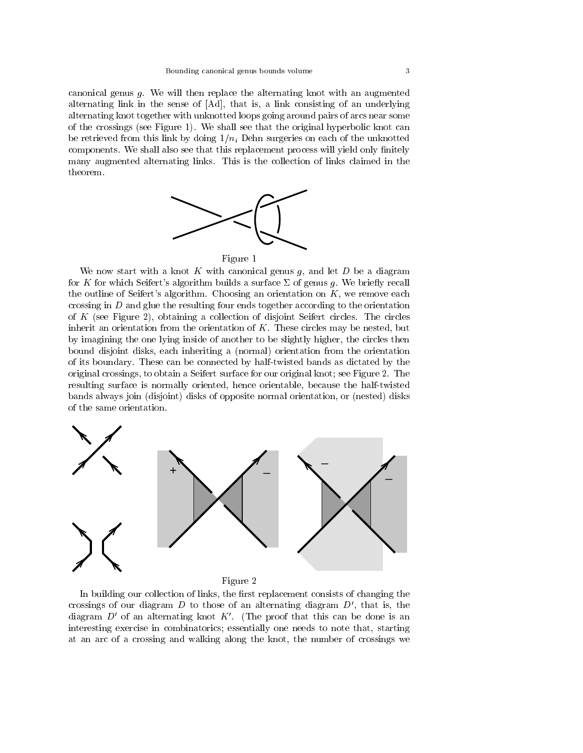canonical genus $g$. We will then replace the alternating knot with an augmented alternating link in the sense of [Ad], that is, a link consisting of an underlying alternating knot together with unknotted loops going around pairs of arcs near some of the crossings (see Figure 1). We shall see that the original hyperbolic knot can be retrieved from this link by doing $1/n_i$ Dehn surgeries on each of the unknotted components. We shall also see that this replacement process will yield only finitely many augmented alternating links. This is the collection of links claimed in the theorem.

Figure 1

We now start with a knot $K$ with canonical genus $g$, and let $D$ be a diagram for $K$ for which Seifert's algorithm builds a surface $\Sigma$ of genus $g$. We briefly recall the outline of Seifert's algorithm. Choosing an orientation on $K$, we remove each crossing in $D$ and glue the resulting four ends together according to the orientation of $K$ (see Figure 2), obtaining a collection of disjoint Seifert circles. The circles inherit an orientation from the orientation of $K$. These circles may be nested, but by imagining the one lying inside of another to be slightly higher, the circles then bound disjoint disks, each inheriting a (normal) orientation from the orientation of its boundary. These can be connected by half-twisted bands as dictated by the original crossings, to obtain a Seifert surface for our original knot; see Figure 2. The resulting surface is normally oriented, hence orientable, because the half-twisted bands always join (disjoint) disks of opposite normal orientation, or (nested) disks of the same orientation.

Figure 2

In building our collection of links, the first replacement consists of changing the crossings of our diagram $D$ to those of an alternating diagram $D'$, that is, the diagram $D'$ of an alternating knot $K'$. (The proof that this can be done is an interesting exercise in combinatorics; essentially one needs to note that, starting at an arc of a crossing and walking along the knot, the number of crossings we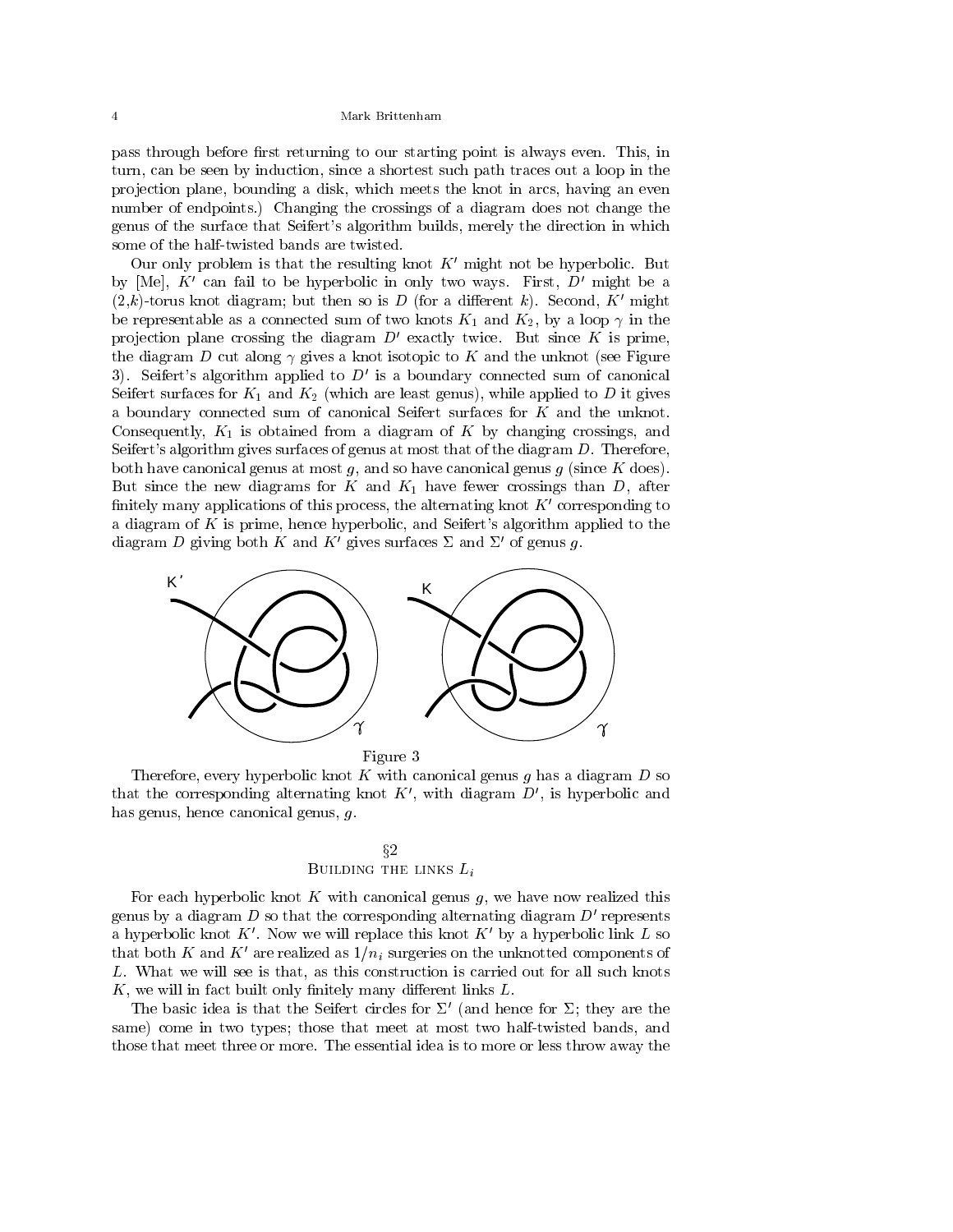pass through before first returning to our starting point is always even. This, in turn, can be seen by induction, since a shortest such path traces out a loop in the projection plane, bounding a disk, which meets the knot in arcs, having an even number of endpoints.) Changing the crossings of a diagram does not change the genus of the surface that Seifert's algorithm builds, merely the direction in which some of the half-twisted bands are twisted.

Our only problem is that the resulting knot $K'$ might not be hyperbolic. But by [Me], $K'$ can fail to be hyperbolic in only two ways. First, $D'$ might be a $(2,k)$-torus knot diagram; but then so is $D$ (for a different $k$). Second, $K'$ might be representable as a connected sum of two knots $K_1$ and $K_2$, by a loop $\gamma$ in the projection plane crossing the diagram $D'$ exactly twice. But since $K$ is prime, the diagram $D$ cut along $\gamma$ gives a knot isotopic to $K$ and the unknot (see Figure 3). Seifert's algorithm applied to $D'$ is a boundary connected sum of canonical Seifert surfaces for $K_1$ and $K_2$ (which are least genus), while applied to $D$ it gives a boundary connected sum of canonical Seifert surfaces for $K$ and the unknot. Consequently, $K_1$ is obtained from a diagram of $K$ by changing crossings, and Seifert's algorithm gives surfaces of genus at most that of the diagram $D$. Therefore, both have canonical genus at most $g$, and so have canonical genus $g$ (since $K$ does). But since the new diagrams for $K$ and $K_1$ have fewer crossings than $D$, after finitely many applications of this process, the alternating knot $K'$ corresponding to a diagram of $K$ is prime, hence hyperbolic, and Seifert's algorithm applied to the diagram $D$ giving both $K$ and $K'$ gives surfaces $\Sigma$ and $\Sigma'$ of genus $g$.

Figure 3

Therefore, every hyperbolic knot $K$ with canonical genus $g$ has a diagram $D$ so that the corresponding alternating knot $K'$, with diagram $D'$, is hyperbolic and has genus, hence canonical genus, $g$.

## §2
## Building the links $L_i$

For each hyperbolic knot $K$ with canonical genus $g$, we have now realized this genus by a diagram $D$ so that the corresponding alternating diagram $D'$ represents a hyperbolic knot $K'$. Now we will replace this knot $K'$ by a hyperbolic link $L$ so that both $K$ and $K'$ are realized as $1/n_i$ surgeries on the unknotted components of $L$. What we will see is that, as this construction is carried out for all such knots $K$, we will in fact built only finitely many different links $L$.

The basic idea is that the Seifert circles for $\Sigma'$ (and hence for $\Sigma$; they are the same) come in two types; those that meet at most two half-twisted bands, and those that meet three or more. The essential idea is to more or less throw away the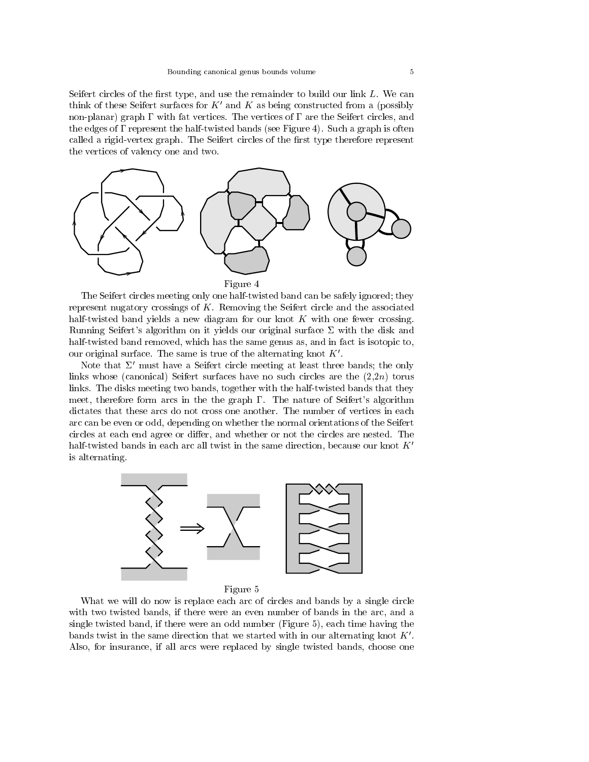Seifert circles of the first type, and use the remainder to build our link $L$. We can think of these Seifert surfaces for $K'$ and $K$ as being constructed from a (possibly non-planar) graph $\Gamma$ with fat vertices. The vertices of $\Gamma$ are the Seifert circles, and the edges of $\Gamma$ represent the half-twisted bands (see Figure 4). Such a graph is often called a rigid-vertex graph. The Seifert circles of the first type therefore represent the vertices of valency one and two.

Figure 4

The Seifert circles meeting only one half-twisted band can be safely ignored; they represent nugatory crossings of $K$. Removing the Seifert circle and the associated half-twisted band yields a new diagram for our knot $K$ with one fewer crossing. Running Seifert's algorithm on it yields our original surface $\Sigma$ with the disk and half-twisted band removed, which has the same genus as, and in fact is isotopic to, our original surface. The same is true of the alternating knot $K'$.

Note that $\Sigma'$ must have a Seifert circle meeting at least three bands; the only links whose (canonical) Seifert surfaces have no such circles are the $(2,2n)$ torus links. The disks meeting two bands, together with the half-twisted bands that they meet, therefore form arcs in the the graph $\Gamma$. The nature of Seifert's algorithm dictates that these arcs do not cross one another. The number of vertices in each arc can be even or odd, depending on whether the normal orientations of the Seifert circles at each end agree or differ, and whether or not the circles are nested. The half-twisted bands in each arc all twist in the same direction, because our knot $K'$ is alternating.

Figure 5

What we will do now is replace each arc of circles and bands by a single circle with two twisted bands, if there were an even number of bands in the arc, and a single twisted band, if there were an odd number (Figure 5), each time having the bands twist in the same direction that we started with in our alternating knot $K'$. Also, for insurance, if all arcs were replaced by single twisted bands, choose one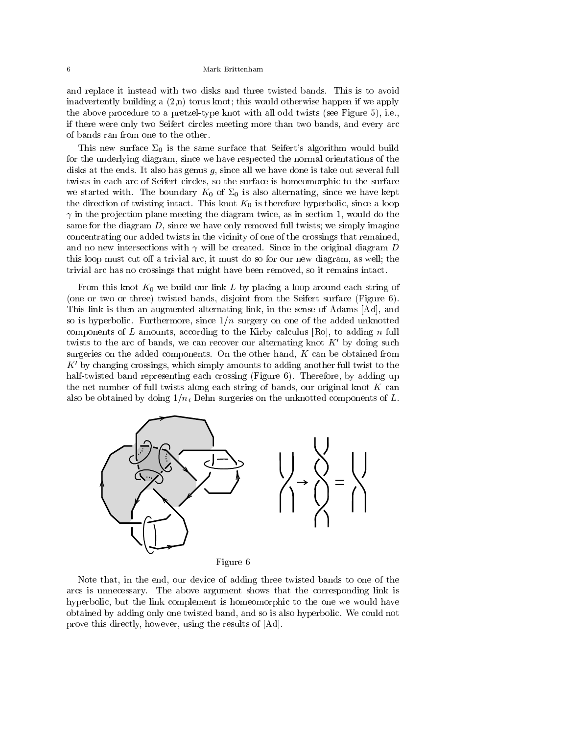and replace it instead with two disks and three twisted bands. This is to avoid inadvertently building a (2,n) torus knot; this would otherwise happen if we apply the above procedure to a pretzel-type knot with all odd twists (see Figure 5), i.e., if there were only two Seifert circles meeting more than two bands, and every arc of bands ran from one to the other.

This new surface $\Sigma_0$ is the same surface that Seifert's algorithm would build for the underlying diagram, since we have respected the normal orientations of the disks at the ends. It also has genus $g$, since all we have done is take out several full twists in each arc of Seifert circles, so the surface is homeomorphic to the surface we started with. The boundary $K_0$ of $\Sigma_0$ is also alternating, since we have kept the direction of twisting intact. This knot $K_0$ is therefore hyperbolic, since a loop $\gamma$ in the projection plane meeting the diagram twice, as in section 1, would do the same for the diagram $D$, since we have only removed full twists; we simply imagine concentrating our added twists in the vicinity of one of the crossings that remained, and no new intersections with $\gamma$ will be created. Since in the original diagram $D$ this loop must cut off a trivial arc, it must do so for our new diagram, as well; the trivial arc has no crossings that might have been removed, so it remains intact.

From this knot $K_0$ we build our link $L$ by placing a loop around each string of (one or two or three) twisted bands, disjoint from the Seifert surface (Figure 6). This link is then an augmented alternating link, in the sense of Adams [Ad], and so is hyperbolic. Furthermore, since $1/n$ surgery on one of the added unknotted components of $L$ amounts, according to the Kirby calculus [Ro], to adding $n$ full twists to the arc of bands, we can recover our alternating knot $K'$ by doing such surgeries on the added components. On the other hand, $K$ can be obtained from $K'$ by changing crossings, which simply amounts to adding another full twist to the half-twisted band representing each crossing (Figure 6). Therefore, by adding up the net number of full twists along each string of bands, our original knot $K$ can also be obtained by doing $1/n_i$ Dehn surgeries on the unknotted components of $L$.

Figure 6

Note that, in the end, our device of adding three twisted bands to one of the arcs is unnecessary. The above argument shows that the corresponding link is hyperbolic, but the link complement is homeomorphic to the one we would have obtained by adding only one twisted band, and so is also hyperbolic. We could not prove this directly, however, using the results of [Ad].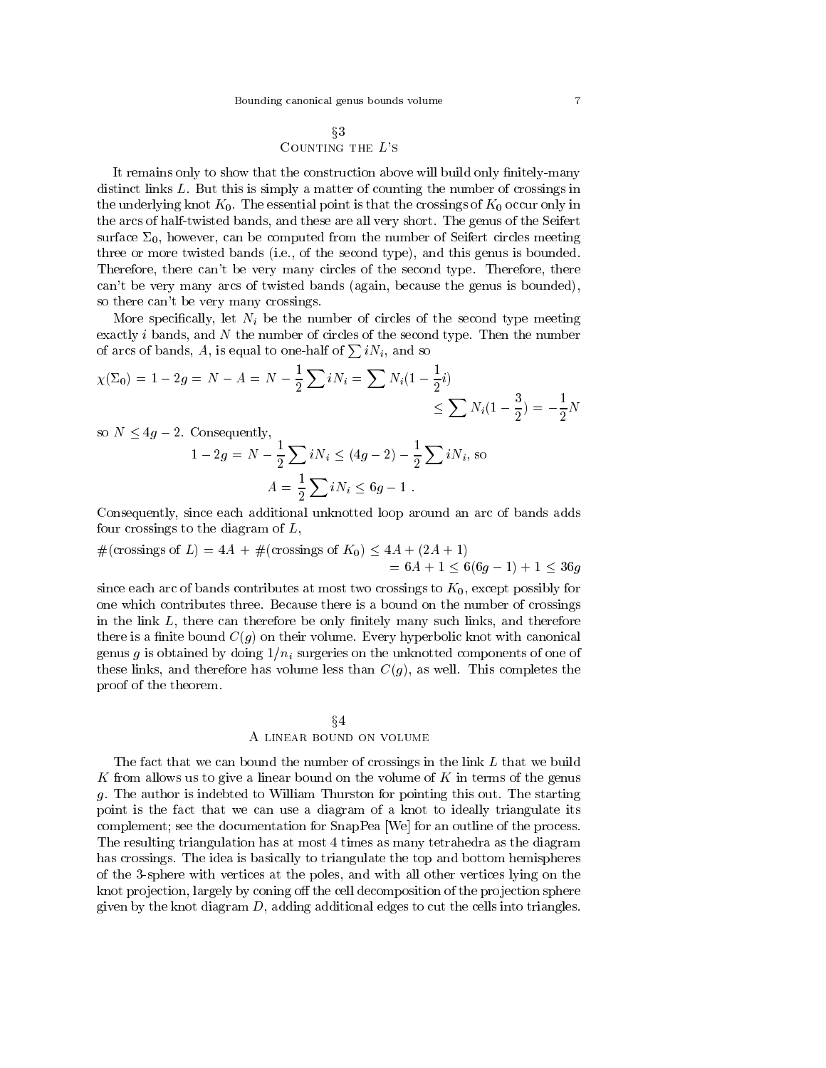## §3
## Counting the $L$'s

It remains only to show that the construction above will build only finitely-many distinct links $L$. But this is simply a matter of counting the number of crossings in the underlying knot $K_0$. The essential point is that the crossings of $K_0$ occur only in the arcs of half-twisted bands, and these are all very short. The genus of the Seifert surface $\Sigma_0$, however, can be computed from the number of Seifert circles meeting three or more twisted bands (i.e., of the second type), and this genus is bounded. Therefore, there can't be very many circles of the second type. Therefore, there can't be very many arcs of twisted bands (again, because the genus is bounded), so there can't be very many crossings.

More specifically, let $N_i$ be the number of circles of the second type meeting exactly $i$ bands, and $N$ the number of circles of the second type. Then the number of arcs of bands, $A$, is equal to one-half of $\sum iN_i$, and so

$$\chi(\Sigma_0) = 1-2g = N - A = N - \frac{1}{2}\sum iN_i = \sum N_i(1-\frac{1}{2}i) \leq \sum N_i(1-\frac{3}{2}) = -\frac{1}{2}N$$

so $N \leq 4g-2$. Consequently,

$$1-2g = N - \frac{1}{2}\sum iN_i \leq (4g-2) - \frac{1}{2}\sum iN_i, \text{ so}$$

$$A = \frac{1}{2}\sum iN_i \leq 6g-1 \ .$$

Consequently, since each additional unknotted loop around an arc of bands adds four crossings to the diagram of $L$,

$$\#(\text{crossings of } L) = 4A + \#(\text{crossings of } K_0) \leq 4A + (2A+1) = 6A + 1 \leq 6(6g-1)+1 \leq 36g$$

since each arc of bands contributes at most two crossings to $K_0$, except possibly for one which contributes three. Because there is a bound on the number of crossings in the link $L$, there can therefore be only finitely many such links, and therefore there is a finite bound $C(g)$ on their volume. Every hyperbolic knot with canonical genus $g$ is obtained by doing $1/n_i$ surgeries on the unknotted components of one of these links, and therefore has volume less than $C(g)$, as well. This completes the proof of the theorem.

## §4
## A linear bound on volume

The fact that we can bound the number of crossings in the link $L$ that we build $K$ from allows us to give a linear bound on the volume of $K$ in terms of the genus $g$. The author is indebted to William Thurston for pointing this out. The starting point is the fact that we can use a diagram of a knot to ideally triangulate its complement; see the documentation for SnapPea [We] for an outline of the process. The resulting triangulation has at most 4 times as many tetrahedra as the diagram has crossings. The idea is basically to triangulate the top and bottom hemispheres of the 3-sphere with vertices at the poles, and with all other vertices lying on the knot projection, largely by coning off the cell decomposition of the projection sphere given by the knot diagram $D$, adding additional edges to cut the cells into triangles.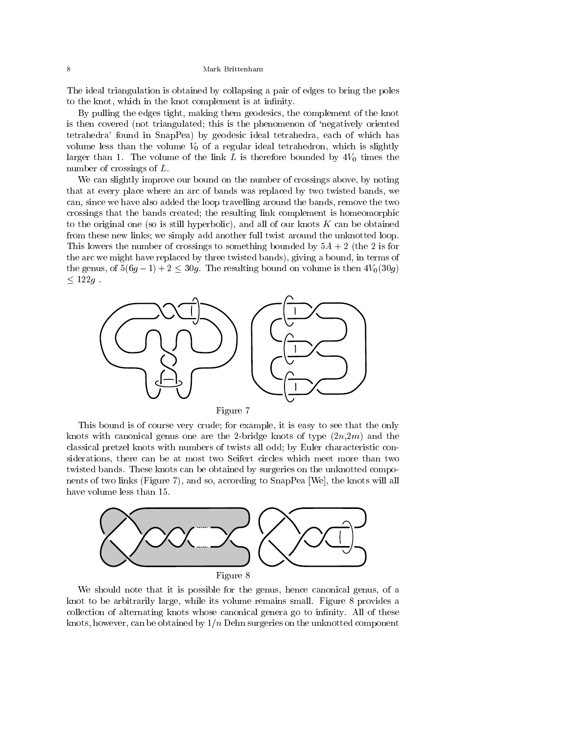The ideal triangulation is obtained by collapsing a pair of edges to bring the poles to the knot, which in the knot complement is at infinity.

By pulling the edges tight, making them geodesics, the complement of the knot is then covered (not triangulated; this is the phenomenon of 'negatively oriented tetrahedra' found in SnapPea) by geodesic ideal tetrahedra, each of which has volume less than the volume $V_0$ of a regular ideal tetrahedron, which is slightly larger than 1. The volume of the link $L$ is therefore bounded by $4V_0$ times the number of crossings of $L$.

We can slightly improve our bound on the number of crossings above, by noting that at every place where an arc of bands was replaced by two twisted bands, we can, since we have also added the loop travelling around the bands, remove the two crossings that the bands created; the resulting link complement is homeomorphic to the original one (so is still hyperbolic), and all of our knots $K$ can be obtained from these new links; we simply add another full twist around the unknotted loop. This lowers the number of crossings to something bounded by $5A + 2$ (the 2 is for the arc we might have replaced by three twisted bands), giving a bound, in terms of the genus, of $5(6g - 1) + 2 \leq 30g$. The resulting bound on volume is then $4V_0(30g) \leq 122g$ .

Figure 7

This bound is of course very crude; for example, it is easy to see that the only knots with canonical genus one are the 2-bridge knots of type $(2n,2m)$ and the classical pretzel knots with numbers of twists all odd; by Euler characteristic considerations, there can be at most two Seifert circles which meet more than two twisted bands. These knots can be obtained by surgeries on the unknotted components of two links (Figure 7), and so, according to SnapPea [We], the knots will all have volume less than 15.

Figure 8

We should note that it is possible for the genus, hence canonical genus, of a knot to be arbitrarily large, while its volume remains small. Figure 8 provides a collection of alternating knots whose canonical genera go to infinity. All of these knots, however, can be obtained by $1/n$ Dehn surgeries on the unknotted component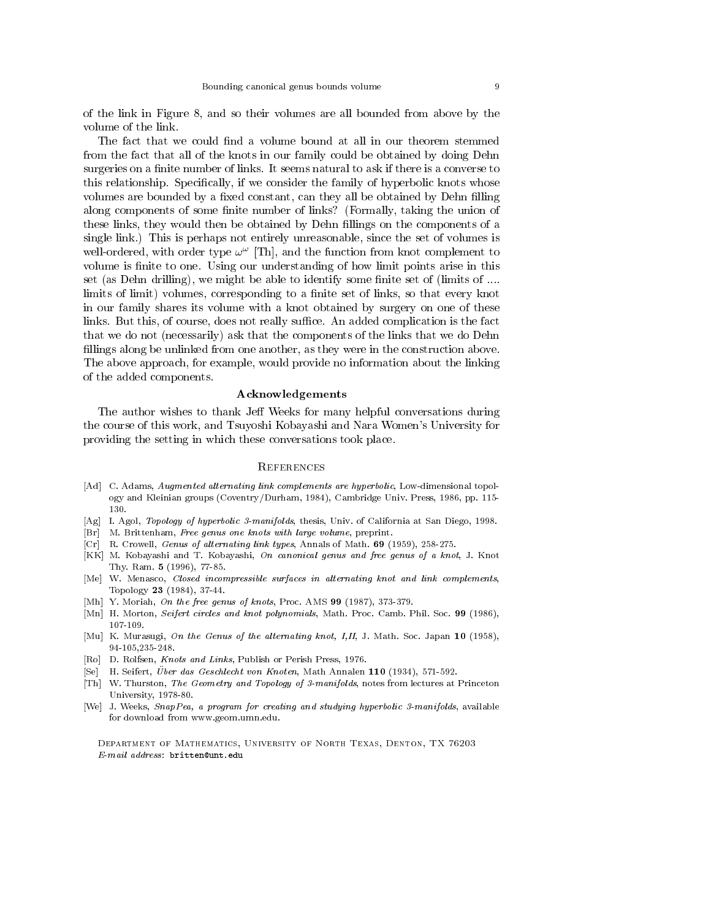of the link in Figure 8, and so their volumes are all bounded from above by the volume of the link.

The fact that we could find a volume bound at all in our theorem stemmed from the fact that all of the knots in our family could be obtained by doing Dehn surgeries on a finite number of links. It seems natural to ask if there is a converse to this relationship. Specifically, if we consider the family of hyperbolic knots whose volumes are bounded by a fixed constant, can they all be obtained by Dehn filling along components of some finite number of links? (Formally, taking the union of these links, they would then be obtained by Dehn fillings on the components of a single link.) This is perhaps not entirely unreasonable, since the set of volumes is well-ordered, with order type $\omega^\omega$ [Th], and the function from knot complement to volume is finite to one. Using our understanding of how limit points arise in this set (as Dehn drilling), we might be able to identify some finite set of (limits of .... limits of limit) volumes, corresponding to a finite set of links, so that every knot in our family shares its volume with a knot obtained by surgery on one of these links. But this, of course, does not really suffice. An added complication is the fact that we do not (necessarily) ask that the components of the links that we do Dehn fillings along be unlinked from one another, as they were in the construction above. The above approach, for example, would provide no information about the linking of the added components.

## Acknowledgements

The author wishes to thank Jeff Weeks for many helpful conversations during the course of this work, and Tsuyoshi Kobayashi and Nara Women's University for providing the setting in which these conversations took place.

## References

- [Ad] C. Adams, *Augmented alternating link complements are hyperbolic*, Low-dimensional topology and Kleinian groups (Coventry/Durham, 1984), Cambridge Univ. Press, 1986, pp. 115-130.
- [Ag] I. Agol, *Topology of hyperbolic 3-manifolds*, thesis, Univ. of California at San Diego, 1998.
- [Br] M. Brittenham, *Free genus one knots with large volume*, preprint.
- [Cr] R. Crowell, *Genus of alternating link types*, Annals of Math. **69** (1959), 258-275.
- [KK] M. Kobayashi and T. Kobayashi, *On canonical genus and free genus of a knot*, J. Knot Thy. Ram. **5** (1996), 77-85.
- [Me] W. Menasco, *Closed incompressible surfaces in alternating knot and link complements*, Topology **23** (1984), 37-44.
- [Mh] Y. Moriah, *On the free genus of knots*, Proc. AMS **99** (1987), 373-379.
- [Mn] H. Morton, *Seifert circles and knot polynomials*, Math. Proc. Camb. Phil. Soc. **99** (1986), 107-109.
- [Mu] K. Murasugi, *On the Genus of the alternating knot, I,II*, J. Math. Soc. Japan **10** (1958), 94-105,235-248.
- [Ro] D. Rolfsen, *Knots and Links*, Publish or Perish Press, 1976.
- [Se] H. Seifert, *Über das Geschlecht von Knoten*, Math Annalen **110** (1934), 571-592.
- [Th] W. Thurston, *The Geometry and Topology of 3-manifolds*, notes from lectures at Princeton University, 1978-80.
- [We] J. Weeks, *SnapPea, a program for creating and studying hyperbolic 3-manifolds*, available for download from www.geom.umn.edu.

Department of Mathematics, University of North Texas, Denton, TX 76203
*E-mail address*: britten@unt.edu